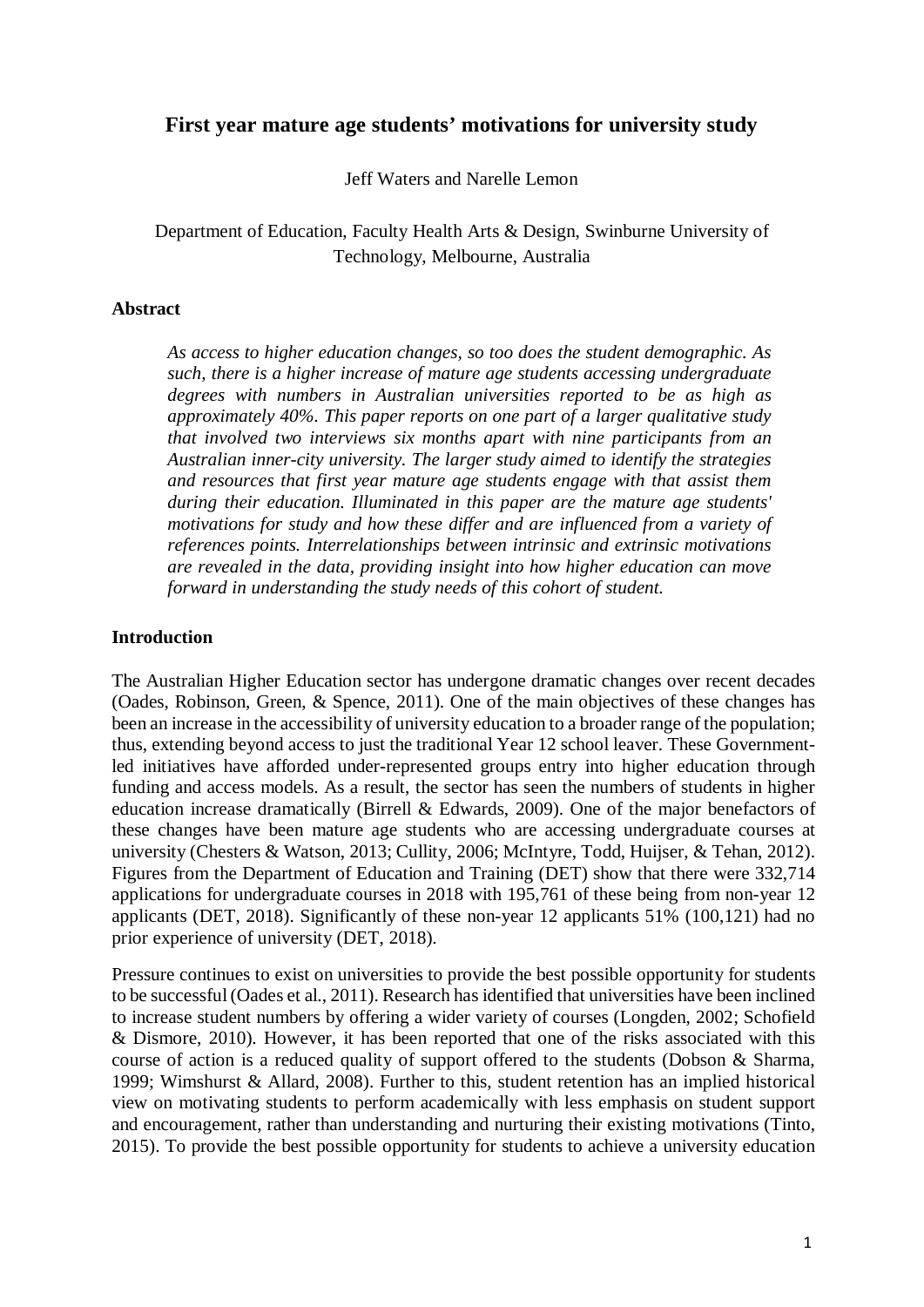# First year mature age students' motivations for university study

Jeff Waters and Narelle Lemon

Department of Education, Faculty Health Arts & Design, Swinburne University of Technology, Melbourne, Australia

## Abstract

*As access to higher education changes, so too does the student demographic. As such, there is a higher increase of mature age students accessing undergraduate degrees with numbers in Australian universities reported to be as high as approximately 40%. This paper reports on one part of a larger qualitative study that involved two interviews six months apart with nine participants from an Australian inner-city university. The larger study aimed to identify the strategies and resources that first year mature age students engage with that assist them during their education. Illuminated in this paper are the mature age students' motivations for study and how these differ and are influenced from a variety of references points. Interrelationships between intrinsic and extrinsic motivations are revealed in the data, providing insight into how higher education can move forward in understanding the study needs of this cohort of student.*

## Introduction

The Australian Higher Education sector has undergone dramatic changes over recent decades (Oades, Robinson, Green, & Spence, 2011). One of the main objectives of these changes has been an increase in the accessibility of university education to a broader range of the population; thus, extending beyond access to just the traditional Year 12 school leaver. These Government-led initiatives have afforded under-represented groups entry into higher education through funding and access models. As a result, the sector has seen the numbers of students in higher education increase dramatically (Birrell & Edwards, 2009). One of the major benefactors of these changes have been mature age students who are accessing undergraduate courses at university (Chesters & Watson, 2013; Cullity, 2006; McIntyre, Todd, Huijser, & Tehan, 2012). Figures from the Department of Education and Training (DET) show that there were 332,714 applications for undergraduate courses in 2018 with 195,761 of these being from non-year 12 applicants (DET, 2018). Significantly of these non-year 12 applicants 51% (100,121) had no prior experience of university (DET, 2018).

Pressure continues to exist on universities to provide the best possible opportunity for students to be successful (Oades et al., 2011). Research has identified that universities have been inclined to increase student numbers by offering a wider variety of courses (Longden, 2002; Schofield & Dismore, 2010). However, it has been reported that one of the risks associated with this course of action is a reduced quality of support offered to the students (Dobson & Sharma, 1999; Wimshurst & Allard, 2008). Further to this, student retention has an implied historical view on motivating students to perform academically with less emphasis on student support and encouragement, rather than understanding and nurturing their existing motivations (Tinto, 2015). To provide the best possible opportunity for students to achieve a university education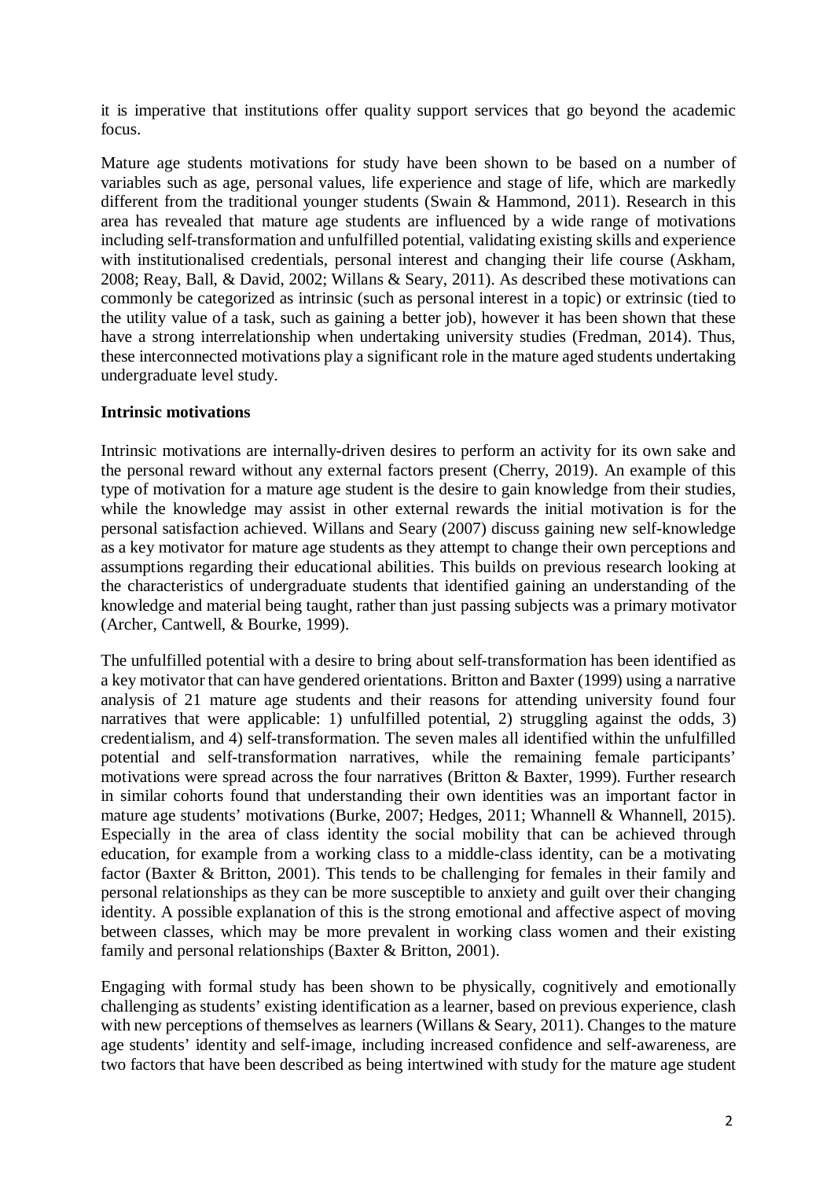it is imperative that institutions offer quality support services that go beyond the academic focus.

Mature age students motivations for study have been shown to be based on a number of variables such as age, personal values, life experience and stage of life, which are markedly different from the traditional younger students (Swain & Hammond, 2011). Research in this area has revealed that mature age students are influenced by a wide range of motivations including self-transformation and unfulfilled potential, validating existing skills and experience with institutionalised credentials, personal interest and changing their life course (Askham, 2008; Reay, Ball, & David, 2002; Willans & Seary, 2011). As described these motivations can commonly be categorized as intrinsic (such as personal interest in a topic) or extrinsic (tied to the utility value of a task, such as gaining a better job), however it has been shown that these have a strong interrelationship when undertaking university studies (Fredman, 2014). Thus, these interconnected motivations play a significant role in the mature aged students undertaking undergraduate level study.

**Intrinsic motivations**

Intrinsic motivations are internally-driven desires to perform an activity for its own sake and the personal reward without any external factors present (Cherry, 2019). An example of this type of motivation for a mature age student is the desire to gain knowledge from their studies, while the knowledge may assist in other external rewards the initial motivation is for the personal satisfaction achieved. Willans and Seary (2007) discuss gaining new self-knowledge as a key motivator for mature age students as they attempt to change their own perceptions and assumptions regarding their educational abilities. This builds on previous research looking at the characteristics of undergraduate students that identified gaining an understanding of the knowledge and material being taught, rather than just passing subjects was a primary motivator (Archer, Cantwell, & Bourke, 1999).

The unfulfilled potential with a desire to bring about self-transformation has been identified as a key motivator that can have gendered orientations. Britton and Baxter (1999) using a narrative analysis of 21 mature age students and their reasons for attending university found four narratives that were applicable: 1) unfulfilled potential, 2) struggling against the odds, 3) credentialism, and 4) self-transformation. The seven males all identified within the unfulfilled potential and self-transformation narratives, while the remaining female participants' motivations were spread across the four narratives (Britton & Baxter, 1999). Further research in similar cohorts found that understanding their own identities was an important factor in mature age students' motivations (Burke, 2007; Hedges, 2011; Whannell & Whannell, 2015). Especially in the area of class identity the social mobility that can be achieved through education, for example from a working class to a middle-class identity, can be a motivating factor (Baxter & Britton, 2001). This tends to be challenging for females in their family and personal relationships as they can be more susceptible to anxiety and guilt over their changing identity. A possible explanation of this is the strong emotional and affective aspect of moving between classes, which may be more prevalent in working class women and their existing family and personal relationships (Baxter & Britton, 2001).

Engaging with formal study has been shown to be physically, cognitively and emotionally challenging as students' existing identification as a learner, based on previous experience, clash with new perceptions of themselves as learners (Willans & Seary, 2011). Changes to the mature age students' identity and self-image, including increased confidence and self-awareness, are two factors that have been described as being intertwined with study for the mature age student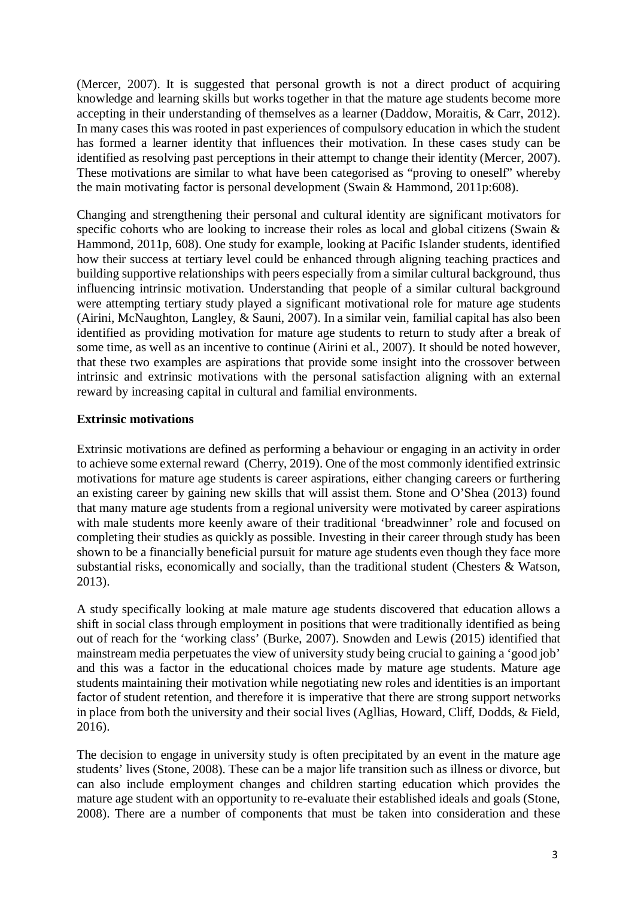(Mercer, 2007). It is suggested that personal growth is not a direct product of acquiring knowledge and learning skills but works together in that the mature age students become more accepting in their understanding of themselves as a learner (Daddow, Moraitis, & Carr, 2012). In many cases this was rooted in past experiences of compulsory education in which the student has formed a learner identity that influences their motivation. In these cases study can be identified as resolving past perceptions in their attempt to change their identity (Mercer, 2007). These motivations are similar to what have been categorised as "proving to oneself" whereby the main motivating factor is personal development (Swain & Hammond, 2011p:608).

Changing and strengthening their personal and cultural identity are significant motivators for specific cohorts who are looking to increase their roles as local and global citizens (Swain & Hammond, 2011p, 608). One study for example, looking at Pacific Islander students, identified how their success at tertiary level could be enhanced through aligning teaching practices and building supportive relationships with peers especially from a similar cultural background, thus influencing intrinsic motivation. Understanding that people of a similar cultural background were attempting tertiary study played a significant motivational role for mature age students (Airini, McNaughton, Langley, & Sauni, 2007). In a similar vein, familial capital has also been identified as providing motivation for mature age students to return to study after a break of some time, as well as an incentive to continue (Airini et al., 2007). It should be noted however, that these two examples are aspirations that provide some insight into the crossover between intrinsic and extrinsic motivations with the personal satisfaction aligning with an external reward by increasing capital in cultural and familial environments.

**Extrinsic motivations**

Extrinsic motivations are defined as performing a behaviour or engaging in an activity in order to achieve some external reward (Cherry, 2019). One of the most commonly identified extrinsic motivations for mature age students is career aspirations, either changing careers or furthering an existing career by gaining new skills that will assist them. Stone and O'Shea (2013) found that many mature age students from a regional university were motivated by career aspirations with male students more keenly aware of their traditional 'breadwinner' role and focused on completing their studies as quickly as possible. Investing in their career through study has been shown to be a financially beneficial pursuit for mature age students even though they face more substantial risks, economically and socially, than the traditional student (Chesters & Watson, 2013).

A study specifically looking at male mature age students discovered that education allows a shift in social class through employment in positions that were traditionally identified as being out of reach for the 'working class' (Burke, 2007). Snowden and Lewis (2015) identified that mainstream media perpetuates the view of university study being crucial to gaining a 'good job' and this was a factor in the educational choices made by mature age students. Mature age students maintaining their motivation while negotiating new roles and identities is an important factor of student retention, and therefore it is imperative that there are strong support networks in place from both the university and their social lives (Agllias, Howard, Cliff, Dodds, & Field, 2016).

The decision to engage in university study is often precipitated by an event in the mature age students' lives (Stone, 2008). These can be a major life transition such as illness or divorce, but can also include employment changes and children starting education which provides the mature age student with an opportunity to re-evaluate their established ideals and goals (Stone, 2008). There are a number of components that must be taken into consideration and these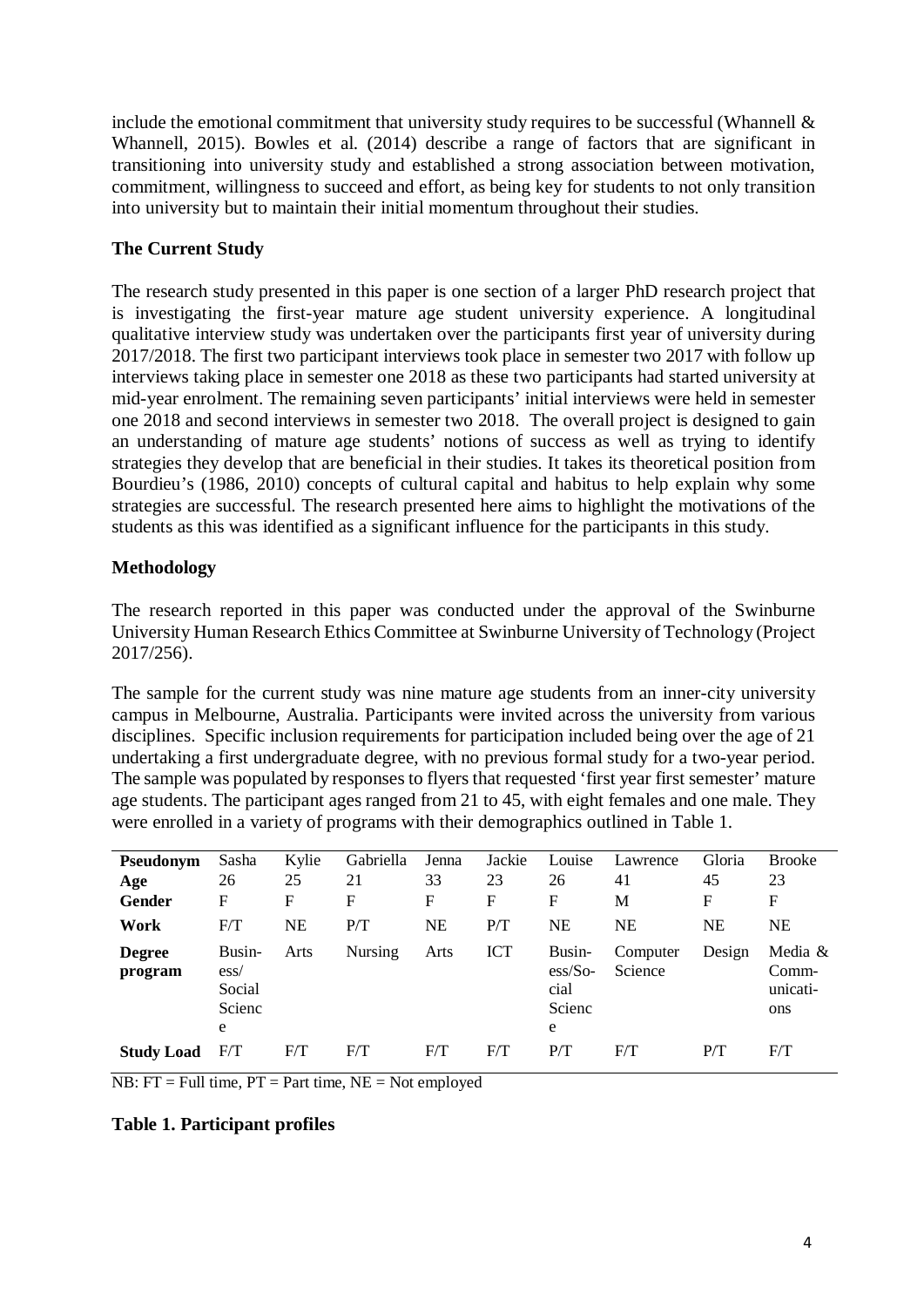include the emotional commitment that university study requires to be successful (Whannell & Whannell, 2015). Bowles et al. (2014) describe a range of factors that are significant in transitioning into university study and established a strong association between motivation, commitment, willingness to succeed and effort, as being key for students to not only transition into university but to maintain their initial momentum throughout their studies.

### The Current Study

The research study presented in this paper is one section of a larger PhD research project that is investigating the first-year mature age student university experience. A longitudinal qualitative interview study was undertaken over the participants first year of university during 2017/2018. The first two participant interviews took place in semester two 2017 with follow up interviews taking place in semester one 2018 as these two participants had started university at mid-year enrolment. The remaining seven participants' initial interviews were held in semester one 2018 and second interviews in semester two 2018. The overall project is designed to gain an understanding of mature age students' notions of success as well as trying to identify strategies they develop that are beneficial in their studies. It takes its theoretical position from Bourdieu's (1986, 2010) concepts of cultural capital and habitus to help explain why some strategies are successful. The research presented here aims to highlight the motivations of the students as this was identified as a significant influence for the participants in this study.

### Methodology

The research reported in this paper was conducted under the approval of the Swinburne University Human Research Ethics Committee at Swinburne University of Technology (Project 2017/256).

The sample for the current study was nine mature age students from an inner-city university campus in Melbourne, Australia. Participants were invited across the university from various disciplines. Specific inclusion requirements for participation included being over the age of 21 undertaking a first undergraduate degree, with no previous formal study for a two-year period. The sample was populated by responses to flyers that requested 'first year first semester' mature age students. The participant ages ranged from 21 to 45, with eight females and one male. They were enrolled in a variety of programs with their demographics outlined in Table 1.

| **Pseudonym** | Sasha | Kylie | Gabriella | Jenna | Jackie | Louise | Lawrence | Gloria | Brooke |
|---|---|---|---|---|---|---|---|---|---|
| **Age** | 26 | 25 | 21 | 33 | 23 | 26 | 41 | 45 | 23 |
| **Gender** | F | F | F | F | F | F | M | F | F |
| **Work** | F/T | NE | P/T | NE | P/T | NE | NE | NE | NE |
| **Degree program** | Business/ Social Science | Arts | Nursing | Arts | ICT | Business/Social Science | Computer Science | Design | Media & Communications |
| **Study Load** | F/T | F/T | F/T | F/T | F/T | P/T | F/T | P/T | F/T |

NB: FT = Full time, PT = Part time, NE = Not employed

**Table 1. Participant profiles**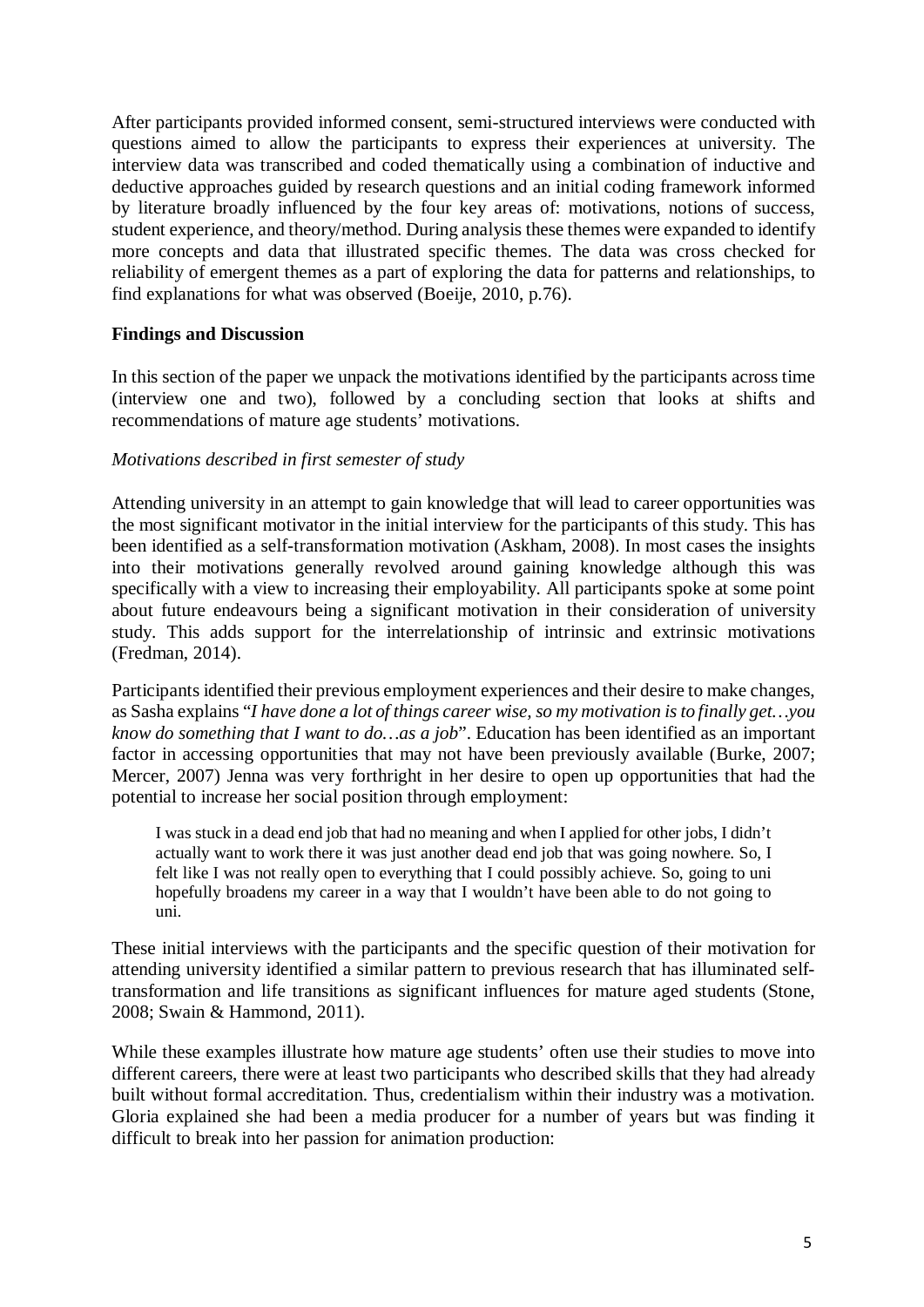After participants provided informed consent, semi-structured interviews were conducted with questions aimed to allow the participants to express their experiences at university. The interview data was transcribed and coded thematically using a combination of inductive and deductive approaches guided by research questions and an initial coding framework informed by literature broadly influenced by the four key areas of: motivations, notions of success, student experience, and theory/method. During analysis these themes were expanded to identify more concepts and data that illustrated specific themes. The data was cross checked for reliability of emergent themes as a part of exploring the data for patterns and relationships, to find explanations for what was observed (Boeije, 2010, p.76).

**Findings and Discussion**

In this section of the paper we unpack the motivations identified by the participants across time (interview one and two), followed by a concluding section that looks at shifts and recommendations of mature age students' motivations.

*Motivations described in first semester of study*

Attending university in an attempt to gain knowledge that will lead to career opportunities was the most significant motivator in the initial interview for the participants of this study. This has been identified as a self-transformation motivation (Askham, 2008). In most cases the insights into their motivations generally revolved around gaining knowledge although this was specifically with a view to increasing their employability. All participants spoke at some point about future endeavours being a significant motivation in their consideration of university study. This adds support for the interrelationship of intrinsic and extrinsic motivations (Fredman, 2014).

Participants identified their previous employment experiences and their desire to make changes, as Sasha explains "*I have done a lot of things career wise, so my motivation is to finally get…you know do something that I want to do…as a job*". Education has been identified as an important factor in accessing opportunities that may not have been previously available (Burke, 2007; Mercer, 2007) Jenna was very forthright in her desire to open up opportunities that had the potential to increase her social position through employment:

> I was stuck in a dead end job that had no meaning and when I applied for other jobs, I didn't actually want to work there it was just another dead end job that was going nowhere. So, I felt like I was not really open to everything that I could possibly achieve. So, going to uni hopefully broadens my career in a way that I wouldn't have been able to do not going to uni.

These initial interviews with the participants and the specific question of their motivation for attending university identified a similar pattern to previous research that has illuminated self-transformation and life transitions as significant influences for mature aged students (Stone, 2008; Swain & Hammond, 2011).

While these examples illustrate how mature age students' often use their studies to move into different careers, there were at least two participants who described skills that they had already built without formal accreditation. Thus, credentialism within their industry was a motivation. Gloria explained she had been a media producer for a number of years but was finding it difficult to break into her passion for animation production: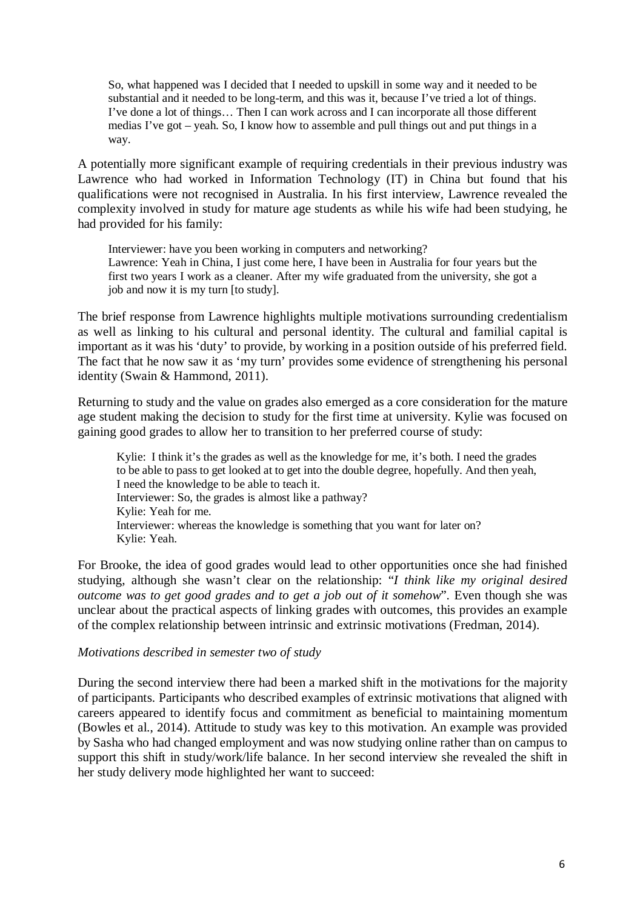> So, what happened was I decided that I needed to upskill in some way and it needed to be substantial and it needed to be long-term, and this was it, because I've tried a lot of things. I've done a lot of things… Then I can work across and I can incorporate all those different medias I've got – yeah. So, I know how to assemble and pull things out and put things in a way.

A potentially more significant example of requiring credentials in their previous industry was Lawrence who had worked in Information Technology (IT) in China but found that his qualifications were not recognised in Australia. In his first interview, Lawrence revealed the complexity involved in study for mature age students as while his wife had been studying, he had provided for his family:

> Interviewer: have you been working in computers and networking?
> Lawrence: Yeah in China, I just come here, I have been in Australia for four years but the first two years I work as a cleaner. After my wife graduated from the university, she got a job and now it is my turn [to study].

The brief response from Lawrence highlights multiple motivations surrounding credentialism as well as linking to his cultural and personal identity. The cultural and familial capital is important as it was his 'duty' to provide, by working in a position outside of his preferred field. The fact that he now saw it as 'my turn' provides some evidence of strengthening his personal identity (Swain & Hammond, 2011).

Returning to study and the value on grades also emerged as a core consideration for the mature age student making the decision to study for the first time at university. Kylie was focused on gaining good grades to allow her to transition to her preferred course of study:

> Kylie: I think it's the grades as well as the knowledge for me, it's both. I need the grades to be able to pass to get looked at to get into the double degree, hopefully. And then yeah, I need the knowledge to be able to teach it.
> Interviewer: So, the grades is almost like a pathway?
> Kylie: Yeah for me.
> Interviewer: whereas the knowledge is something that you want for later on?
> Kylie: Yeah.

For Brooke, the idea of good grades would lead to other opportunities once she had finished studying, although she wasn't clear on the relationship: "*I think like my original desired outcome was to get good grades and to get a job out of it somehow*". Even though she was unclear about the practical aspects of linking grades with outcomes, this provides an example of the complex relationship between intrinsic and extrinsic motivations (Fredman, 2014).

*Motivations described in semester two of study*

During the second interview there had been a marked shift in the motivations for the majority of participants. Participants who described examples of extrinsic motivations that aligned with careers appeared to identify focus and commitment as beneficial to maintaining momentum (Bowles et al., 2014). Attitude to study was key to this motivation. An example was provided by Sasha who had changed employment and was now studying online rather than on campus to support this shift in study/work/life balance. In her second interview she revealed the shift in her study delivery mode highlighted her want to succeed: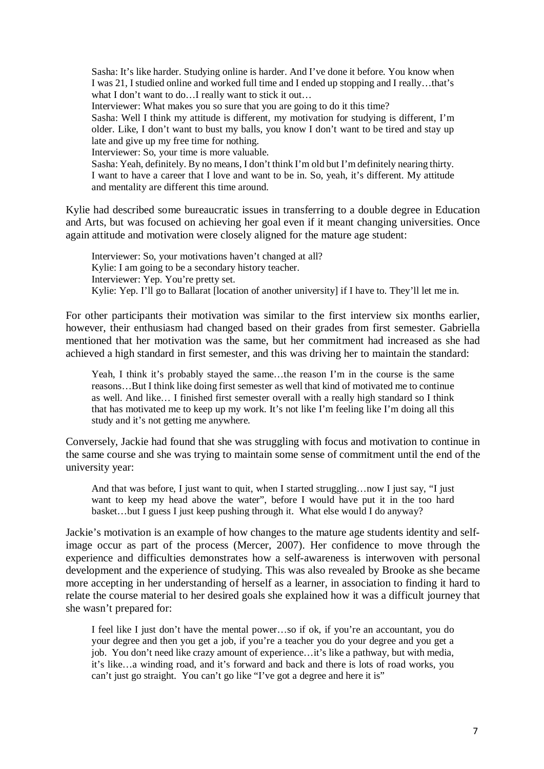> Sasha: It's like harder. Studying online is harder. And I've done it before. You know when I was 21, I studied online and worked full time and I ended up stopping and I really…that's what I don't want to do…I really want to stick it out…
>
> Interviewer: What makes you so sure that you are going to do it this time?
>
> Sasha: Well I think my attitude is different, my motivation for studying is different, I'm older. Like, I don't want to bust my balls, you know I don't want to be tired and stay up late and give up my free time for nothing.
>
> Interviewer: So, your time is more valuable.
>
> Sasha: Yeah, definitely. By no means, I don't think I'm old but I'm definitely nearing thirty. I want to have a career that I love and want to be in. So, yeah, it's different. My attitude and mentality are different this time around.

Kylie had described some bureaucratic issues in transferring to a double degree in Education and Arts, but was focused on achieving her goal even if it meant changing universities. Once again attitude and motivation were closely aligned for the mature age student:

> Interviewer: So, your motivations haven't changed at all?
>
> Kylie: I am going to be a secondary history teacher.
>
> Interviewer: Yep. You're pretty set.
>
> Kylie: Yep. I'll go to Ballarat [location of another university] if I have to. They'll let me in.

For other participants their motivation was similar to the first interview six months earlier, however, their enthusiasm had changed based on their grades from first semester. Gabriella mentioned that her motivation was the same, but her commitment had increased as she had achieved a high standard in first semester, and this was driving her to maintain the standard:

> Yeah, I think it's probably stayed the same…the reason I'm in the course is the same reasons…But I think like doing first semester as well that kind of motivated me to continue as well. And like… I finished first semester overall with a really high standard so I think that has motivated me to keep up my work. It's not like I'm feeling like I'm doing all this study and it's not getting me anywhere.

Conversely, Jackie had found that she was struggling with focus and motivation to continue in the same course and she was trying to maintain some sense of commitment until the end of the university year:

> And that was before, I just want to quit, when I started struggling…now I just say, "I just want to keep my head above the water", before I would have put it in the too hard basket…but I guess I just keep pushing through it. What else would I do anyway?

Jackie's motivation is an example of how changes to the mature age students identity and self-image occur as part of the process (Mercer, 2007). Her confidence to move through the experience and difficulties demonstrates how a self-awareness is interwoven with personal development and the experience of studying. This was also revealed by Brooke as she became more accepting in her understanding of herself as a learner, in association to finding it hard to relate the course material to her desired goals she explained how it was a difficult journey that she wasn't prepared for:

> I feel like I just don't have the mental power…so if ok, if you're an accountant, you do your degree and then you get a job, if you're a teacher you do your degree and you get a job. You don't need like crazy amount of experience…it's like a pathway, but with media, it's like…a winding road, and it's forward and back and there is lots of road works, you can't just go straight. You can't go like "I've got a degree and here it is"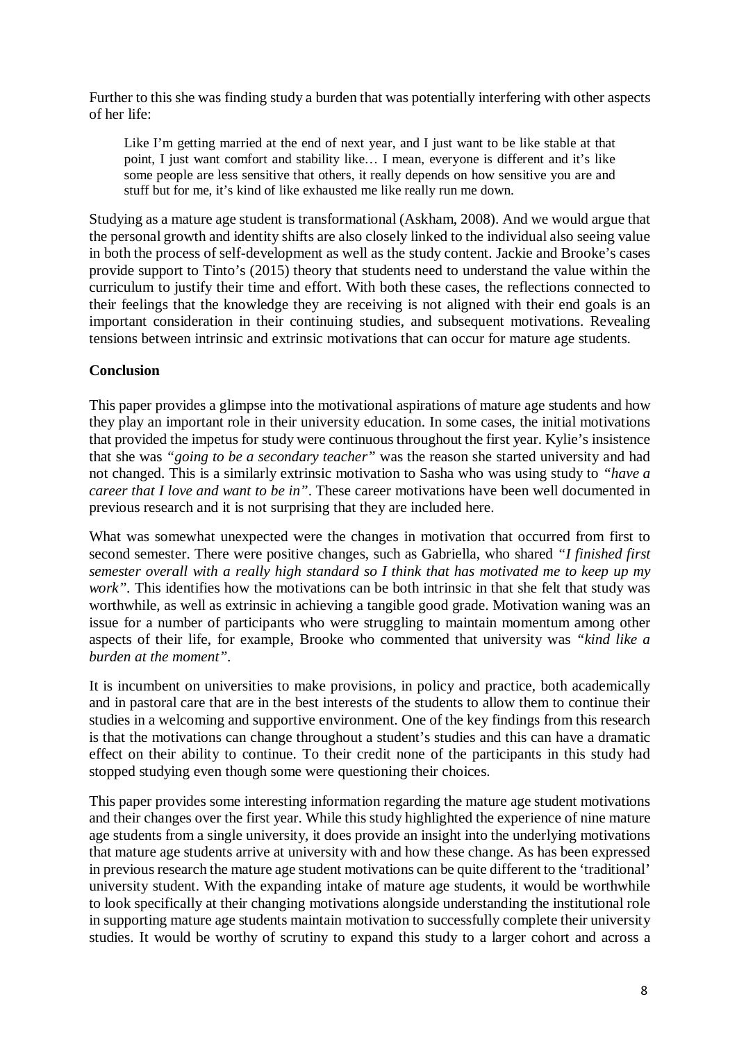Further to this she was finding study a burden that was potentially interfering with other aspects of her life:

> Like I'm getting married at the end of next year, and I just want to be like stable at that point, I just want comfort and stability like… I mean, everyone is different and it's like some people are less sensitive that others, it really depends on how sensitive you are and stuff but for me, it's kind of like exhausted me like really run me down.

Studying as a mature age student is transformational (Askham, 2008). And we would argue that the personal growth and identity shifts are also closely linked to the individual also seeing value in both the process of self-development as well as the study content. Jackie and Brooke's cases provide support to Tinto's (2015) theory that students need to understand the value within the curriculum to justify their time and effort. With both these cases, the reflections connected to their feelings that the knowledge they are receiving is not aligned with their end goals is an important consideration in their continuing studies, and subsequent motivations. Revealing tensions between intrinsic and extrinsic motivations that can occur for mature age students.

**Conclusion**

This paper provides a glimpse into the motivational aspirations of mature age students and how they play an important role in their university education. In some cases, the initial motivations that provided the impetus for study were continuous throughout the first year. Kylie's insistence that she was *"going to be a secondary teacher"* was the reason she started university and had not changed. This is a similarly extrinsic motivation to Sasha who was using study to *"have a career that I love and want to be in"*. These career motivations have been well documented in previous research and it is not surprising that they are included here.

What was somewhat unexpected were the changes in motivation that occurred from first to second semester. There were positive changes, such as Gabriella, who shared *"I finished first semester overall with a really high standard so I think that has motivated me to keep up my work"*. This identifies how the motivations can be both intrinsic in that she felt that study was worthwhile, as well as extrinsic in achieving a tangible good grade. Motivation waning was an issue for a number of participants who were struggling to maintain momentum among other aspects of their life, for example, Brooke who commented that university was *"kind like a burden at the moment"*.

It is incumbent on universities to make provisions, in policy and practice, both academically and in pastoral care that are in the best interests of the students to allow them to continue their studies in a welcoming and supportive environment. One of the key findings from this research is that the motivations can change throughout a student's studies and this can have a dramatic effect on their ability to continue. To their credit none of the participants in this study had stopped studying even though some were questioning their choices.

This paper provides some interesting information regarding the mature age student motivations and their changes over the first year. While this study highlighted the experience of nine mature age students from a single university, it does provide an insight into the underlying motivations that mature age students arrive at university with and how these change. As has been expressed in previous research the mature age student motivations can be quite different to the 'traditional' university student. With the expanding intake of mature age students, it would be worthwhile to look specifically at their changing motivations alongside understanding the institutional role in supporting mature age students maintain motivation to successfully complete their university studies. It would be worthy of scrutiny to expand this study to a larger cohort and across a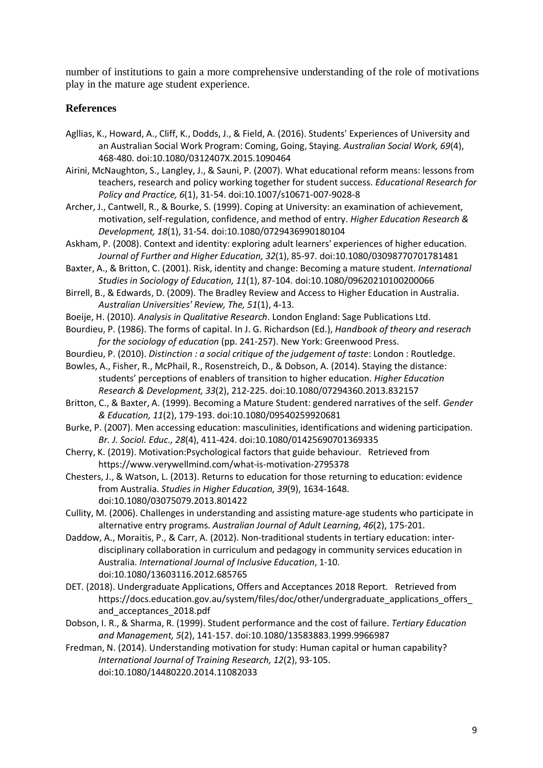number of institutions to gain a more comprehensive understanding of the role of motivations play in the mature age student experience.

## References

Agllias, K., Howard, A., Cliff, K., Dodds, J., & Field, A. (2016). Students' Experiences of University and an Australian Social Work Program: Coming, Going, Staying. *Australian Social Work, 69*(4), 468-480. doi:10.1080/0312407X.2015.1090464

Airini, McNaughton, S., Langley, J., & Sauni, P. (2007). What educational reform means: lessons from teachers, research and policy working together for student success. *Educational Research for Policy and Practice, 6*(1), 31-54. doi:10.1007/s10671-007-9028-8

Archer, J., Cantwell, R., & Bourke, S. (1999). Coping at University: an examination of achievement, motivation, self-regulation, confidence, and method of entry. *Higher Education Research & Development, 18*(1), 31-54. doi:10.1080/0729436990180104

Askham, P. (2008). Context and identity: exploring adult learners' experiences of higher education. *Journal of Further and Higher Education, 32*(1), 85-97. doi:10.1080/03098770701781481

Baxter, A., & Britton, C. (2001). Risk, identity and change: Becoming a mature student. *International Studies in Sociology of Education, 11*(1), 87-104. doi:10.1080/09620210100200066

Birrell, B., & Edwards, D. (2009). The Bradley Review and Access to Higher Education in Australia. *Australian Universities' Review, The, 51*(1), 4-13.

Boeije, H. (2010). *Analysis in Qualitative Research*. London England: Sage Publications Ltd.

Bourdieu, P. (1986). The forms of capital. In J. G. Richardson (Ed.), *Handbook of theory and reserach for the sociology of education* (pp. 241-257). New York: Greenwood Press.

Bourdieu, P. (2010). *Distinction : a social critique of the judgement of taste*: London : Routledge.

Bowles, A., Fisher, R., McPhail, R., Rosenstreich, D., & Dobson, A. (2014). Staying the distance: students' perceptions of enablers of transition to higher education. *Higher Education Research & Development, 33*(2), 212-225. doi:10.1080/07294360.2013.832157

Britton, C., & Baxter, A. (1999). Becoming a Mature Student: gendered narratives of the self. *Gender & Education, 11*(2), 179-193. doi:10.1080/09540259920681

Burke, P. (2007). Men accessing education: masculinities, identifications and widening participation. *Br. J. Sociol. Educ., 28*(4), 411-424. doi:10.1080/01425690701369335

Cherry, K. (2019). Motivation:Psychological factors that guide behaviour. Retrieved from https://www.verywellmind.com/what-is-motivation-2795378

Chesters, J., & Watson, L. (2013). Returns to education for those returning to education: evidence from Australia. *Studies in Higher Education, 39*(9), 1634-1648. doi:10.1080/03075079.2013.801422

Cullity, M. (2006). Challenges in understanding and assisting mature-age students who participate in alternative entry programs. *Australian Journal of Adult Learning, 46*(2), 175-201.

Daddow, A., Moraitis, P., & Carr, A. (2012). Non-traditional students in tertiary education: inter-disciplinary collaboration in curriculum and pedagogy in community services education in Australia. *International Journal of Inclusive Education*, 1-10. doi:10.1080/13603116.2012.685765

DET. (2018). Undergraduate Applications, Offers and Acceptances 2018 Report. Retrieved from https://docs.education.gov.au/system/files/doc/other/undergraduate_applications_offers_and_acceptances_2018.pdf

Dobson, I. R., & Sharma, R. (1999). Student performance and the cost of failure. *Tertiary Education and Management, 5*(2), 141-157. doi:10.1080/13583883.1999.9966987

Fredman, N. (2014). Understanding motivation for study: Human capital or human capability? *International Journal of Training Research, 12*(2), 93-105. doi:10.1080/14480220.2014.11082033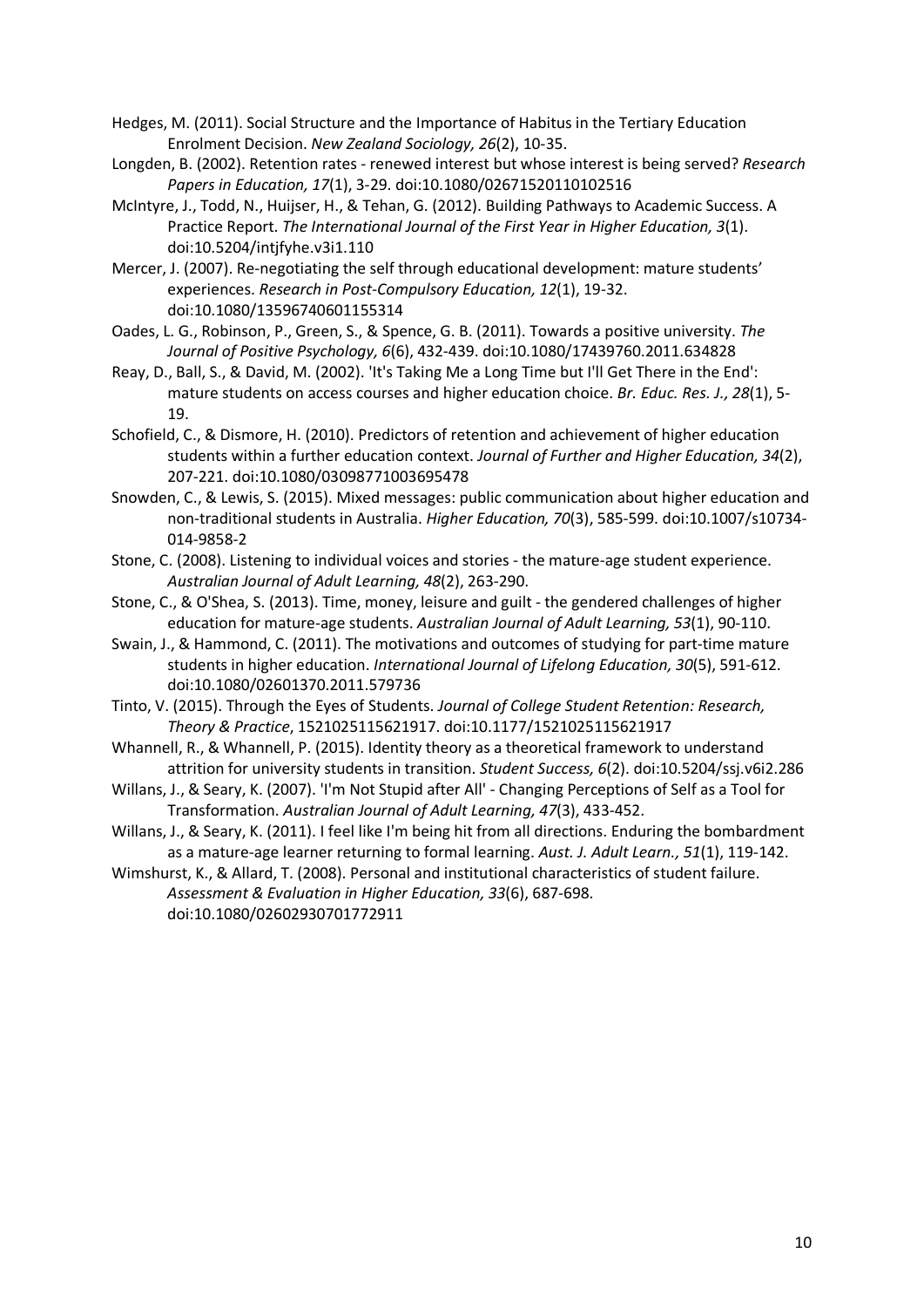Hedges, M. (2011). Social Structure and the Importance of Habitus in the Tertiary Education Enrolment Decision. *New Zealand Sociology, 26*(2), 10-35.

Longden, B. (2002). Retention rates - renewed interest but whose interest is being served? *Research Papers in Education, 17*(1), 3-29. doi:10.1080/02671520110102516

McIntyre, J., Todd, N., Huijser, H., & Tehan, G. (2012). Building Pathways to Academic Success. A Practice Report. *The International Journal of the First Year in Higher Education, 3*(1). doi:10.5204/intjfyhe.v3i1.110

Mercer, J. (2007). Re-negotiating the self through educational development: mature students' experiences. *Research in Post-Compulsory Education, 12*(1), 19-32. doi:10.1080/13596740601155314

Oades, L. G., Robinson, P., Green, S., & Spence, G. B. (2011). Towards a positive university. *The Journal of Positive Psychology, 6*(6), 432-439. doi:10.1080/17439760.2011.634828

Reay, D., Ball, S., & David, M. (2002). 'It's Taking Me a Long Time but I'll Get There in the End': mature students on access courses and higher education choice. *Br. Educ. Res. J., 28*(1), 5-19.

Schofield, C., & Dismore, H. (2010). Predictors of retention and achievement of higher education students within a further education context. *Journal of Further and Higher Education, 34*(2), 207-221. doi:10.1080/03098771003695478

Snowden, C., & Lewis, S. (2015). Mixed messages: public communication about higher education and non-traditional students in Australia. *Higher Education, 70*(3), 585-599. doi:10.1007/s10734-014-9858-2

Stone, C. (2008). Listening to individual voices and stories - the mature-age student experience. *Australian Journal of Adult Learning, 48*(2), 263-290.

Stone, C., & O'Shea, S. (2013). Time, money, leisure and guilt - the gendered challenges of higher education for mature-age students. *Australian Journal of Adult Learning, 53*(1), 90-110.

Swain, J., & Hammond, C. (2011). The motivations and outcomes of studying for part-time mature students in higher education. *International Journal of Lifelong Education, 30*(5), 591-612. doi:10.1080/02601370.2011.579736

Tinto, V. (2015). Through the Eyes of Students. *Journal of College Student Retention: Research, Theory & Practice*, 1521025115621917. doi:10.1177/1521025115621917

Whannell, R., & Whannell, P. (2015). Identity theory as a theoretical framework to understand attrition for university students in transition. *Student Success, 6*(2). doi:10.5204/ssj.v6i2.286

Willans, J., & Seary, K. (2007). 'I'm Not Stupid after All' - Changing Perceptions of Self as a Tool for Transformation. *Australian Journal of Adult Learning, 47*(3), 433-452.

Willans, J., & Seary, K. (2011). I feel like I'm being hit from all directions. Enduring the bombardment as a mature-age learner returning to formal learning. *Aust. J. Adult Learn., 51*(1), 119-142.

Wimshurst, K., & Allard, T. (2008). Personal and institutional characteristics of student failure. *Assessment & Evaluation in Higher Education, 33*(6), 687-698. doi:10.1080/02602930701772911